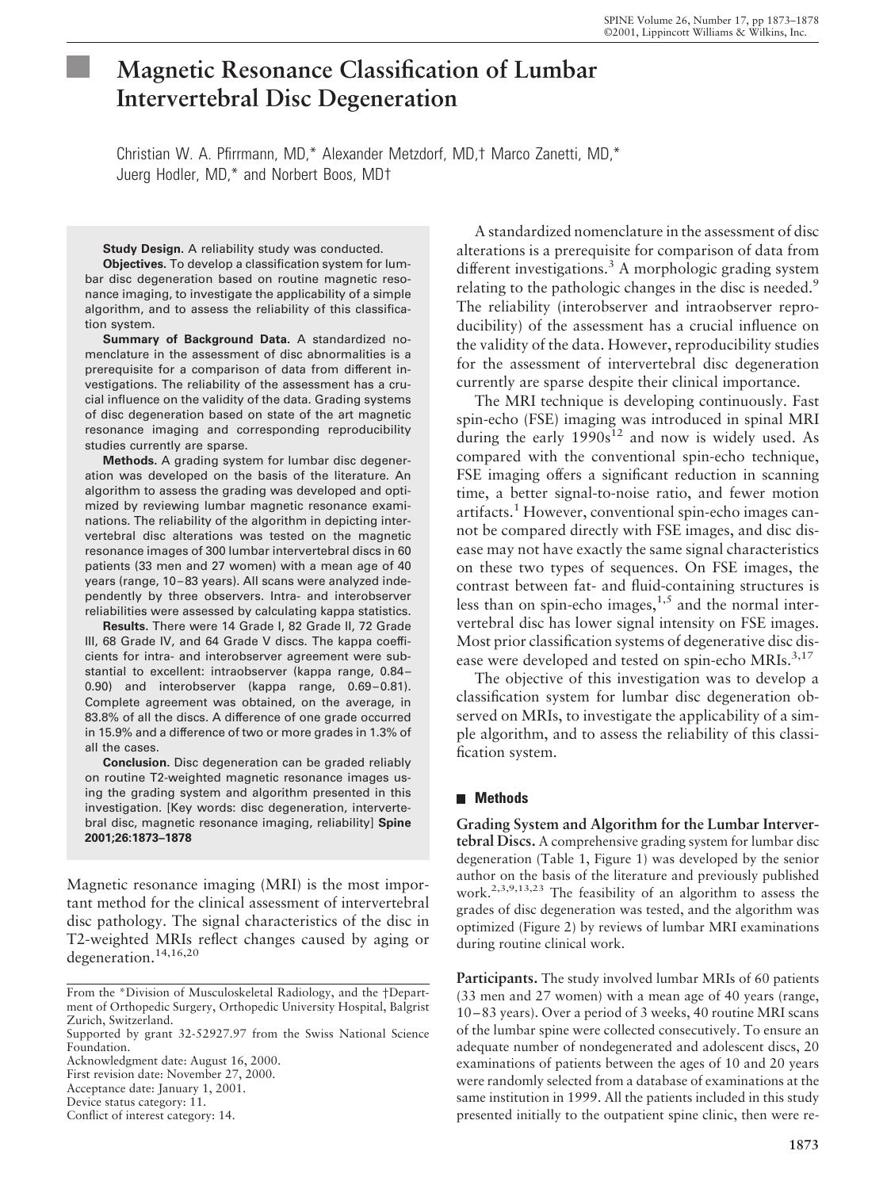# Magnetic Resonance Classification of Lumbar Intervertebral Disc Degeneration

Christian W. A. Pfirrmann, MD,* Alexander Metzdorf, MD,† Marco Zanetti, MD,* Juerg Hodler, MD,* and Norbert Boos, MD†

**Study Design.** A reliability study was conducted.

**Objectives.** To develop a classification system for lumbar disc degeneration based on routine magnetic resonance imaging, to investigate the applicability of a simple algorithm, and to assess the reliability of this classification system.

**Summary of Background Data.** A standardized nomenclature in the assessment of disc abnormalities is a prerequisite for a comparison of data from different investigations. The reliability of the assessment has a crucial influence on the validity of the data. Grading systems of disc degeneration based on state of the art magnetic resonance imaging and corresponding reproducibility studies currently are sparse.

**Methods.** A grading system for lumbar disc degeneration was developed on the basis of the literature. An algorithm to assess the grading was developed and optimized by reviewing lumbar magnetic resonance examinations. The reliability of the algorithm in depicting intervertebral disc alterations was tested on the magnetic resonance images of 300 lumbar intervertebral discs in 60 patients (33 men and 27 women) with a mean age of 40 years (range, 10–83 years). All scans were analyzed independently by three observers. Intra- and interobserver reliabilities were assessed by calculating kappa statistics.

**Results.** There were 14 Grade I, 82 Grade II, 72 Grade III, 68 Grade IV, and 64 Grade V discs. The kappa coefficients for intra- and interobserver agreement were substantial to excellent: intraobserver (kappa range, 0.84–0.90) and interobserver (kappa range, 0.69–0.81). Complete agreement was obtained, on the average, in 83.8% of all the discs. A difference of one grade occurred in 15.9% and a difference of two or more grades in 1.3% of all the cases.

**Conclusion.** Disc degeneration can be graded reliably on routine T2-weighted magnetic resonance images using the grading system and algorithm presented in this investigation. [Key words: disc degeneration, intervertebral disc, magnetic resonance imaging, reliability] **Spine 2001;26:1873–1878**

Magnetic resonance imaging (MRI) is the most important method for the clinical assessment of intervertebral disc pathology. The signal characteristics of the disc in T2-weighted MRIs reflect changes caused by aging or degeneration.[14,16,20]

From the *Division of Musculoskeletal Radiology, and the †Department of Orthopedic Surgery, Orthopedic University Hospital, Balgrist Zurich, Switzerland.
Supported by grant 32-52927.97 from the Swiss National Science Foundation.
Acknowledgment date: August 16, 2000.
First revision date: November 27, 2000.
Acceptance date: January 1, 2001.
Device status category: 11.
Conflict of interest category: 14.

A standardized nomenclature in the assessment of disc alterations is a prerequisite for comparison of data from different investigations.[3] A morphologic grading system relating to the pathologic changes in the disc is needed.[9] The reliability (interobserver and intraobserver reproducibility) of the assessment has a crucial influence on the validity of the data. However, reproducibility studies for the assessment of intervertebral disc degeneration currently are sparse despite their clinical importance.

The MRI technique is developing continuously. Fast spin-echo (FSE) imaging was introduced in spinal MRI during the early 1990s[12] and now is widely used. As compared with the conventional spin-echo technique, FSE imaging offers a significant reduction in scanning time, a better signal-to-noise ratio, and fewer motion artifacts.[1] However, conventional spin-echo images cannot be compared directly with FSE images, and disc disease may not have exactly the same signal characteristics on these two types of sequences. On FSE images, the contrast between fat- and fluid-containing structures is less than on spin-echo images,[1,5] and the normal intervertebral disc has lower signal intensity on FSE images. Most prior classification systems of degenerative disc disease were developed and tested on spin-echo MRIs.[3,17]

The objective of this investigation was to develop a classification system for lumbar disc degeneration observed on MRIs, to investigate the applicability of a simple algorithm, and to assess the reliability of this classification system.

## Methods

**Grading System and Algorithm for the Lumbar Intervertebral Discs.** A comprehensive grading system for lumbar disc degeneration (Table 1, Figure 1) was developed by the senior author on the basis of the literature and previously published work.[2,3,9,13,23] The feasibility of an algorithm to assess the grades of disc degeneration was tested, and the algorithm was optimized (Figure 2) by reviews of lumbar MRI examinations during routine clinical work.

**Participants.** The study involved lumbar MRIs of 60 patients (33 men and 27 women) with a mean age of 40 years (range, 10–83 years). Over a period of 3 weeks, 40 routine MRI scans of the lumbar spine were collected consecutively. To ensure an adequate number of nondegenerated and adolescent discs, 20 examinations of patients between the ages of 10 and 20 years were randomly selected from a database of examinations at the same institution in 1999. All the patients included in this study presented initially to the outpatient spine clinic, then were re-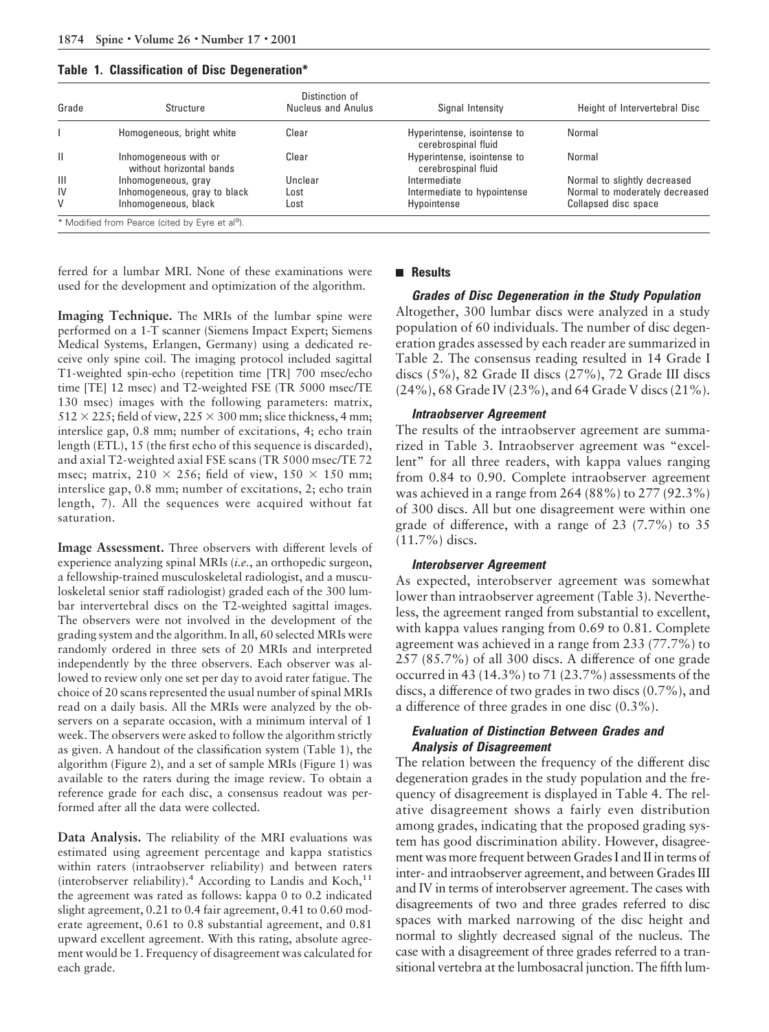**Table 1. Classification of Disc Degeneration***

| Grade | Structure | Distinction of Nucleus and Anulus | Signal Intensity | Height of Intervertebral Disc |
|---|---|---|---|---|
| I | Homogeneous, bright white | Clear | Hyperintense, isointense to cerebrospinal fluid | Normal |
| II | Inhomogeneous with or without horizontal bands | Clear | Hyperintense, isointense to cerebrospinal fluid | Normal |
| III | Inhomogeneous, gray | Unclear | Intermediate | Normal to slightly decreased |
| IV | Inhomogeneous, gray to black | Lost | Intermediate to hypointense | Normal to moderately decreased |
| V | Inhomogeneous, black | Lost | Hypointense | Collapsed disc space |

\* Modified from Pearce (cited by Eyre et al[9]).

ferred for a lumbar MRI. None of these examinations were used for the development and optimization of the algorithm.

**Imaging Technique.** The MRIs of the lumbar spine were performed on a 1-T scanner (Siemens Impact Expert; Siemens Medical Systems, Erlangen, Germany) using a dedicated receive only spine coil. The imaging protocol included sagittal T1-weighted spin-echo (repetition time [TR] 700 msec/echo time [TE] 12 msec) and T2-weighted FSE (TR 5000 msec/TE 130 msec) images with the following parameters: matrix, $512 \times 225$; field of view, $225 \times 300$ mm; slice thickness, 4 mm; interslice gap, 0.8 mm; number of excitations, 4; echo train length (ETL), 15 (the first echo of this sequence is discarded), and axial T2-weighted axial FSE scans (TR 5000 msec/TE 72 msec; matrix, $210 \times 256$; field of view, $150 \times 150$ mm; interslice gap, 0.8 mm; number of excitations, 2; echo train length, 7). All the sequences were acquired without fat saturation.

**Image Assessment.** Three observers with different levels of experience analyzing spinal MRIs (*i.e.*, an orthopedic surgeon, a fellowship-trained musculoskeletal radiologist, and a musculoskeletal senior staff radiologist) graded each of the 300 lumbar intervertebral discs on the T2-weighted sagittal images. The observers were not involved in the development of the grading system and the algorithm. In all, 60 selected MRIs were randomly ordered in three sets of 20 MRIs and interpreted independently by the three observers. Each observer was allowed to review only one set per day to avoid rater fatigue. The choice of 20 scans represented the usual number of spinal MRIs read on a daily basis. All the MRIs were analyzed by the observers on a separate occasion, with a minimum interval of 1 week. The observers were asked to follow the algorithm strictly as given. A handout of the classification system (Table 1), the algorithm (Figure 2), and a set of sample MRIs (Figure 1) was available to the raters during the image review. To obtain a reference grade for each disc, a consensus readout was performed after all the data were collected.

**Data Analysis.** The reliability of the MRI evaluations was estimated using agreement percentage and kappa statistics within raters (intraobserver reliability) and between raters (interobserver reliability).[4] According to Landis and Koch,[11] the agreement was rated as follows: kappa 0 to 0.2 indicated slight agreement, 0.21 to 0.4 fair agreement, 0.41 to 0.60 moderate agreement, 0.61 to 0.8 substantial agreement, and 0.81 upward excellent agreement. With this rating, absolute agreement would be 1. Frequency of disagreement was calculated for each grade.

## Results

### *Grades of Disc Degeneration in the Study Population*

Altogether, 300 lumbar discs were analyzed in a study population of 60 individuals. The number of disc degeneration grades assessed by each reader are summarized in Table 2. The consensus reading resulted in 14 Grade I discs (5%), 82 Grade II discs (27%), 72 Grade III discs (24%), 68 Grade IV (23%), and 64 Grade V discs (21%).

### *Intraobserver Agreement*

The results of the intraobserver agreement are summarized in Table 3. Intraobserver agreement was "excellent" for all three readers, with kappa values ranging from 0.84 to 0.90. Complete intraobserver agreement was achieved in a range from 264 (88%) to 277 (92.3%) of 300 discs. All but one disagreement were within one grade of difference, with a range of 23 (7.7%) to 35 (11.7%) discs.

### *Interobserver Agreement*

As expected, interobserver agreement was somewhat lower than intraobserver agreement (Table 3). Nevertheless, the agreement ranged from substantial to excellent, with kappa values ranging from 0.69 to 0.81. Complete agreement was achieved in a range from 233 (77.7%) to 257 (85.7%) of all 300 discs. A difference of one grade occurred in 43 (14.3%) to 71 (23.7%) assessments of the discs, a difference of two grades in two discs (0.7%), and a difference of three grades in one disc (0.3%).

### *Evaluation of Distinction Between Grades and Analysis of Disagreement*

The relation between the frequency of the different disc degeneration grades in the study population and the frequency of disagreement is displayed in Table 4. The relative disagreement shows a fairly even distribution among grades, indicating that the proposed grading system has good discrimination ability. However, disagreement was more frequent between Grades I and II in terms of inter- and intraobserver agreement, and between Grades III and IV in terms of interobserver agreement. The cases with disagreements of two and three grades referred to disc spaces with marked narrowing of the disc height and normal to slightly decreased signal of the nucleus. The case with a disagreement of three grades referred to a transitional vertebra at the lumbosacral junction. The fifth lum-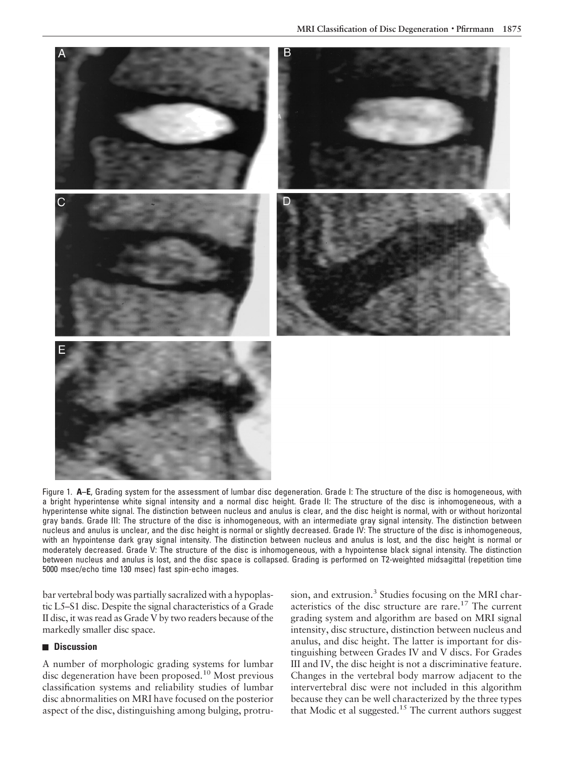Figure 1. **A–E**, Grading system for the assessment of lumbar disc degeneration. Grade I: The structure of the disc is homogeneous, with a bright hyperintense white signal intensity and a normal disc height. Grade II: The structure of the disc is inhomogeneous, with a hyperintense white signal. The distinction between nucleus and anulus is clear, and the disc height is normal, with or without horizontal gray bands. Grade III: The structure of the disc is inhomogeneous, with an intermediate gray signal intensity. The distinction between nucleus and anulus is unclear, and the disc height is normal or slightly decreased. Grade IV: The structure of the disc is inhomogeneous, with an hypointense dark gray signal intensity. The distinction between nucleus and anulus is lost, and the disc height is normal or moderately decreased. Grade V: The structure of the disc is inhomogeneous, with a hypointense black signal intensity. The distinction between nucleus and anulus is lost, and the disc space is collapsed. Grading is performed on T2-weighted midsagittal (repetition time 5000 msec/echo time 130 msec) fast spin-echo images.

bar vertebral body was partially sacralized with a hypoplastic L5–S1 disc. Despite the signal characteristics of a Grade II disc, it was read as Grade V by two readers because of the markedly smaller disc space.

## Discussion

A number of morphologic grading systems for lumbar disc degeneration have been proposed.[10] Most previous classification systems and reliability studies of lumbar disc abnormalities on MRI have focused on the posterior aspect of the disc, distinguishing among bulging, protrusion, and extrusion.[3] Studies focusing on the MRI characteristics of the disc structure are rare.[17] The current grading system and algorithm are based on MRI signal intensity, disc structure, distinction between nucleus and anulus, and disc height. The latter is important for distinguishing between Grades IV and V discs. For Grades III and IV, the disc height is not a discriminative feature. Changes in the vertebral body marrow adjacent to the intervertebral disc were not included in this algorithm because they can be well characterized by the three types that Modic et al suggested.[15] The current authors suggest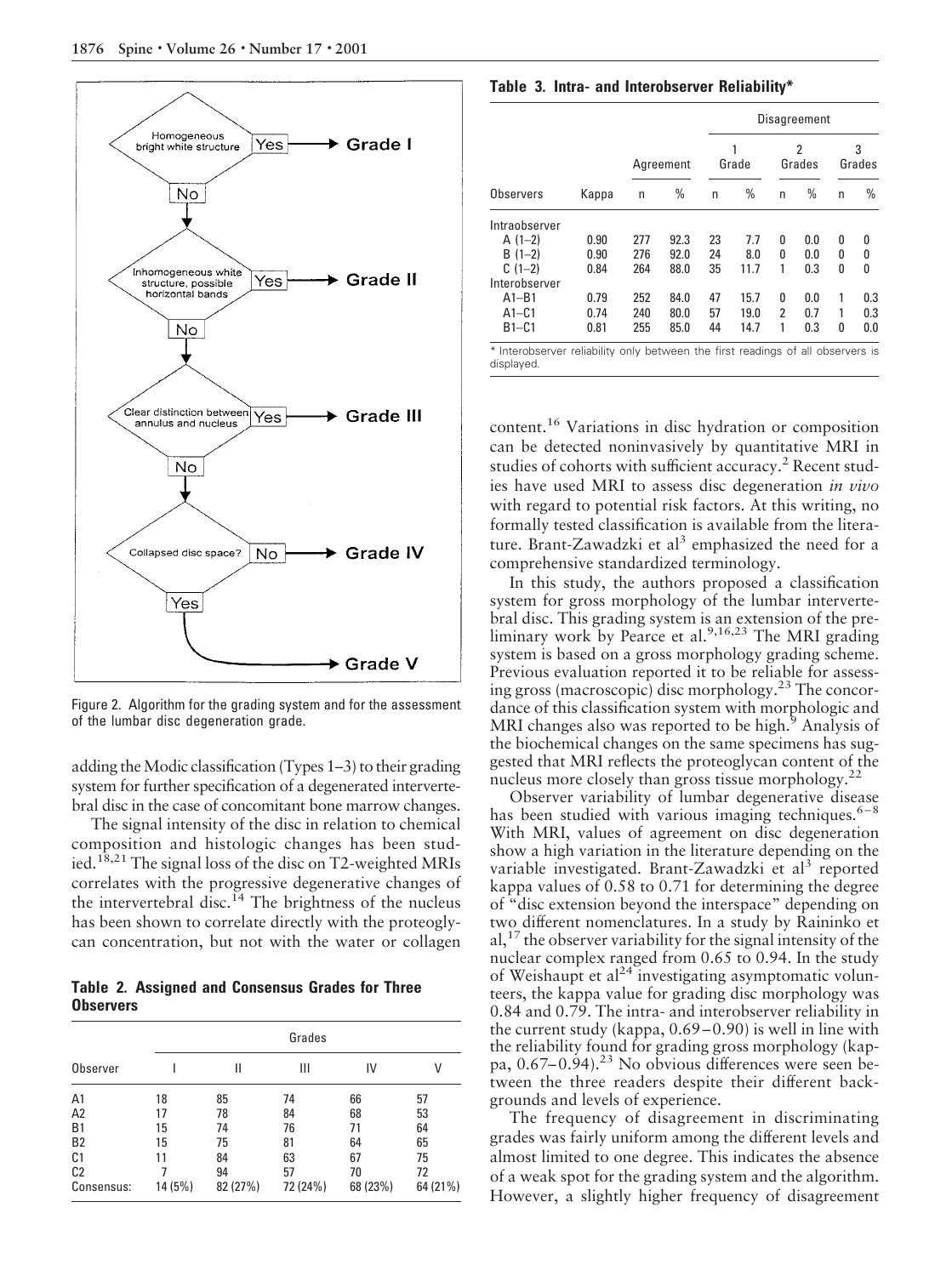Homogeneous bright white structure — Yes → Grade I

No ↓

Inhomogeneous white structure, possible horizontal bands — Yes → Grade II

No ↓

Clear distinction between annulus and nucleus — Yes → Grade III

No ↓

Collapsed disc space? — No → Grade IV

Yes ↓ → Grade V

Figure 2. Algorithm for the grading system and for the assessment of the lumbar disc degeneration grade.

adding the Modic classification (Types 1–3) to their grading system for further specification of a degenerated intervertebral disc in the case of concomitant bone marrow changes.

The signal intensity of the disc in relation to chemical composition and histologic changes has been studied.[18,21] The signal loss of the disc on T2-weighted MRIs correlates with the progressive degenerative changes of the intervertebral disc.[14] The brightness of the nucleus has been shown to correlate directly with the proteoglycan concentration, but not with the water or collagen content.[16] Variations in disc hydration or composition can be detected noninvasively by quantitative MRI in studies of cohorts with sufficient accuracy.[2] Recent studies have used MRI to assess disc degeneration *in vivo* with regard to potential risk factors. At this writing, no formally tested classification is available from the literature. Brant-Zawadzki et al[3] emphasized the need for a comprehensive standardized terminology.

In this study, the authors proposed a classification system for gross morphology of the lumbar intervertebral disc. This grading system is an extension of the preliminary work by Pearce et al.[9,16,23] The MRI grading system is based on a gross morphology grading scheme. Previous evaluation reported it to be reliable for assessing gross (macroscopic) disc morphology.[23] The concordance of this classification system with morphologic and MRI changes also was reported to be high.[9] Analysis of the biochemical changes on the same specimens has suggested that MRI reflects the proteoglycan content of the nucleus more closely than gross tissue morphology.[22]

Observer variability of lumbar degenerative disease has been studied with various imaging techniques.[6–8] With MRI, values of agreement on disc degeneration show a high variation in the literature depending on the variable investigated. Brant-Zawadzki et al[3] reported kappa values of 0.58 to 0.71 for determining the degree of "disc extension beyond the interspace" depending on two different nomenclatures. In a study by Raininko et al,[17] the observer variability for the signal intensity of the nuclear complex ranged from 0.65 to 0.94. In the study of Weishaupt et al[24] investigating asymptomatic volunteers, the kappa value for grading disc morphology was 0.84 and 0.79. The intra- and interobserver reliability in the current study (kappa, 0.69–0.90) is well in line with the reliability found for grading gross morphology (kappa, 0.67–0.94).[23] No obvious differences were seen between the three readers despite their different backgrounds and levels of experience.

The frequency of disagreement in discriminating grades was fairly uniform among the different levels and almost limited to one degree. This indicates the absence of a weak spot for the grading system and the algorithm. However, a slightly higher frequency of disagreement

**Table 2. Assigned and Consensus Grades for Three Observers**

| Observer | Grades | | | | |
|---|---|---|---|---|---|
| | I | II | III | IV | V |
| A1 | 18 | 85 | 74 | 66 | 57 |
| A2 | 17 | 78 | 84 | 68 | 53 |
| B1 | 15 | 74 | 76 | 71 | 64 |
| B2 | 15 | 75 | 81 | 64 | 65 |
| C1 | 11 | 84 | 63 | 67 | 75 |
| C2 | 7 | 94 | 57 | 70 | 72 |
| Consensus: | 14 (5%) | 82 (27%) | 72 (24%) | 68 (23%) | 64 (21%) |

**Table 3. Intra- and Interobserver Reliability***

| Observers | Kappa | Agreement | | Disagreement | | | | | |
|---|---|---|---|---|---|---|---|---|---|
| | | | | 1 Grade | | 2 Grades | | 3 Grades | |
| | | n | % | n | % | n | % | n | % |
| Intraobserver | | | | | | | | | |
| A (1–2) | 0.90 | 277 | 92.3 | 23 | 7.7 | 0 | 0.0 | 0 | 0 |
| B (1–2) | 0.90 | 276 | 92.0 | 24 | 8.0 | 0 | 0.0 | 0 | 0 |
| C (1–2) | 0.84 | 264 | 88.0 | 35 | 11.7 | 1 | 0.3 | 0 | 0 |
| Interobserver | | | | | | | | | |
| A1–B1 | 0.79 | 252 | 84.0 | 47 | 15.7 | 0 | 0.0 | 1 | 0.3 |
| A1–C1 | 0.74 | 240 | 80.0 | 57 | 19.0 | 2 | 0.7 | 1 | 0.3 |
| B1–C1 | 0.81 | 255 | 85.0 | 44 | 14.7 | 1 | 0.3 | 0 | 0.0 |

* Interobserver reliability only between the first readings of all observers is displayed.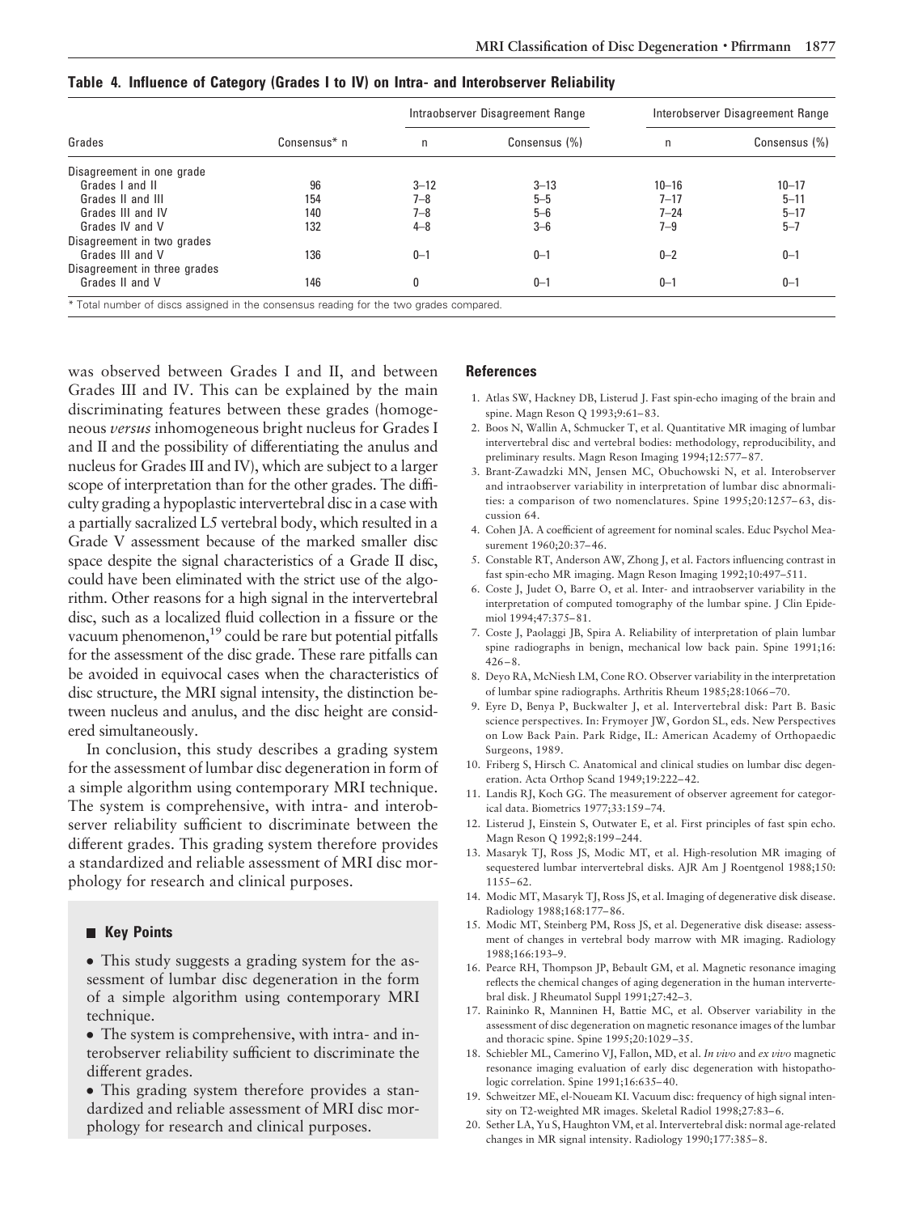**Table 4. Influence of Category (Grades I to IV) on Intra- and Interobserver Reliability**

| Grades | Consensus* n | Intraobserver Disagreement Range | | Interobserver Disagreement Range | |
|---|---|---|---|---|---|
| | | n | Consensus (%) | n | Consensus (%) |
| Disagreement in one grade | | | | | |
| Grades I and II | 96 | 3–12 | 3–13 | 10–16 | 10–17 |
| Grades II and III | 154 | 7–8 | 5–5 | 7–17 | 5–11 |
| Grades III and IV | 140 | 7–8 | 5–6 | 7–24 | 5–17 |
| Grades IV and V | 132 | 4–8 | 3–6 | 7–9 | 5–7 |
| Disagreement in two grades | | | | | |
| Grades III and V | 136 | 0–1 | 0–1 | 0–2 | 0–1 |
| Disagreement in three grades | | | | | |
| Grades II and V | 146 | 0 | 0–1 | 0–1 | 0–1 |

\* Total number of discs assigned in the consensus reading for the two grades compared.

was observed between Grades I and II, and between Grades III and IV. This can be explained by the main discriminating features between these grades (homogeneous *versus* inhomogeneous bright nucleus for Grades I and II and the possibility of differentiating the anulus and nucleus for Grades III and IV), which are subject to a larger scope of interpretation than for the other grades. The difficulty grading a hypoplastic intervertebral disc in a case with a partially sacralized L5 vertebral body, which resulted in a Grade V assessment because of the marked smaller disc space despite the signal characteristics of a Grade II disc, could have been eliminated with the strict use of the algorithm. Other reasons for a high signal in the intervertebral disc, such as a localized fluid collection in a fissure or the vacuum phenomenon,[19] could be rare but potential pitfalls for the assessment of the disc grade. These rare pitfalls can be avoided in equivocal cases when the characteristics of disc structure, the MRI signal intensity, the distinction between nucleus and anulus, and the disc height are considered simultaneously.

In conclusion, this study describes a grading system for the assessment of lumbar disc degeneration in form of a simple algorithm using contemporary MRI technique. The system is comprehensive, with intra- and interobserver reliability sufficient to discriminate between the different grades. This grading system therefore provides a standardized and reliable assessment of MRI disc morphology for research and clinical purposes.

## Key Points

- This study suggests a grading system for the assessment of lumbar disc degeneration in the form of a simple algorithm using contemporary MRI technique.
- The system is comprehensive, with intra- and interobserver reliability sufficient to discriminate the different grades.
- This grading system therefore provides a standardized and reliable assessment of MRI disc morphology for research and clinical purposes.

## References

1. Atlas SW, Hackney DB, Listerud J. Fast spin-echo imaging of the brain and spine. Magn Reson Q 1993;9:61–83.
2. Boos N, Wallin A, Schmucker T, et al. Quantitative MR imaging of lumbar intervertebral disc and vertebral bodies: methodology, reproducibility, and preliminary results. Magn Reson Imaging 1994;12:577–87.
3. Brant-Zawadzki MN, Jensen MC, Obuchowski N, et al. Interobserver and intraobserver variability in interpretation of lumbar disc abnormalities: a comparison of two nomenclatures. Spine 1995;20:1257–63, discussion 64.
4. Cohen JA. A coefficient of agreement for nominal scales. Educ Psychol Measurement 1960;20:37–46.
5. Constable RT, Anderson AW, Zhong J, et al. Factors influencing contrast in fast spin-echo MR imaging. Magn Reson Imaging 1992;10:497–511.
6. Coste J, Judet O, Barre O, et al. Inter- and intraobserver variability in the interpretation of computed tomography of the lumbar spine. J Clin Epidemiol 1994;47:375–81.
7. Coste J, Paolaggi JB, Spira A. Reliability of interpretation of plain lumbar spine radiographs in benign, mechanical low back pain. Spine 1991;16:426–8.
8. Deyo RA, McNiesh LM, Cone RO. Observer variability in the interpretation of lumbar spine radiographs. Arthritis Rheum 1985;28:1066–70.
9. Eyre D, Benya P, Buckwalter J, et al. Intervertebral disk: Part B. Basic science perspectives. In: Frymoyer JW, Gordon SL, eds. New Perspectives on Low Back Pain. Park Ridge, IL: American Academy of Orthopaedic Surgeons, 1989.
10. Friberg S, Hirsch C. Anatomical and clinical studies on lumbar disc degeneration. Acta Orthop Scand 1949;19:222–42.
11. Landis RJ, Koch GG. The measurement of observer agreement for categorical data. Biometrics 1977;33:159–74.
12. Listerud J, Einstein S, Outwater E, et al. First principles of fast spin echo. Magn Reson Q 1992;8:199–244.
13. Masaryk TJ, Ross JS, Modic MT, et al. High-resolution MR imaging of sequestered lumbar intervertebral disks. AJR Am J Roentgenol 1988;150:1155–62.
14. Modic MT, Masaryk TJ, Ross JS, et al. Imaging of degenerative disk disease. Radiology 1988;168:177–86.
15. Modic MT, Steinberg PM, Ross JS, et al. Degenerative disk disease: assessment of changes in vertebral body marrow with MR imaging. Radiology 1988;166:193–9.
16. Pearce RH, Thompson JP, Bebault GM, et al. Magnetic resonance imaging reflects the chemical changes of aging degeneration in the human intervertebral disk. J Rheumatol Suppl 1991;27:42–3.
17. Raininko R, Manninen H, Battie MC, et al. Observer variability in the assessment of disc degeneration on magnetic resonance images of the lumbar and thoracic spine. Spine 1995;20:1029–35.
18. Schiebler ML, Camerino VJ, Fallon, MD, et al. *In vivo* and *ex vivo* magnetic resonance imaging evaluation of early disc degeneration with histopathologic correlation. Spine 1991;16:635–40.
19. Schweitzer ME, el-Noueam KI. Vacuum disc: frequency of high signal intensity on T2-weighted MR images. Skeletal Radiol 1998;27:83–6.
20. Sether LA, Yu S, Haughton VM, et al. Intervertebral disk: normal age-related changes in MR signal intensity. Radiology 1990;177:385–8.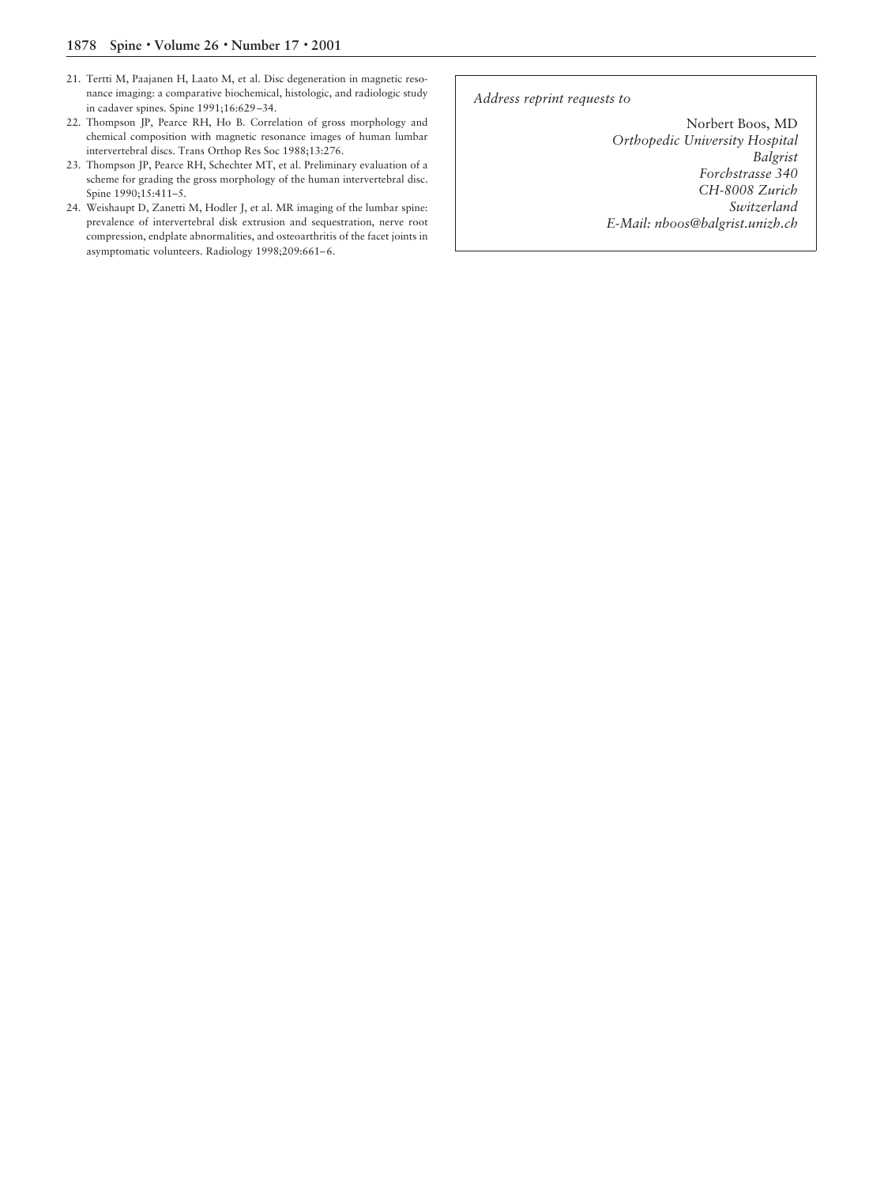21. Tertti M, Paajanen H, Laato M, et al. Disc degeneration in magnetic resonance imaging: a comparative biochemical, histologic, and radiologic study in cadaver spines. Spine 1991;16:629–34.
22. Thompson JP, Pearce RH, Ho B. Correlation of gross morphology and chemical composition with magnetic resonance images of human lumbar intervertebral discs. Trans Orthop Res Soc 1988;13:276.
23. Thompson JP, Pearce RH, Schechter MT, et al. Preliminary evaluation of a scheme for grading the gross morphology of the human intervertebral disc. Spine 1990;15:411–5.
24. Weishaupt D, Zanetti M, Hodler J, et al. MR imaging of the lumbar spine: prevalence of intervertebral disk extrusion and sequestration, nerve root compression, endplate abnormalities, and osteoarthritis of the facet joints in asymptomatic volunteers. Radiology 1998;209:661–6.

*Address reprint requests to*

Norbert Boos, MD
*Orthopedic University Hospital*
*Balgrist*
*Forchstrasse 340*
*CH-8008 Zurich*
*Switzerland*
*E-Mail: nboos@balgrist.unizh.ch*